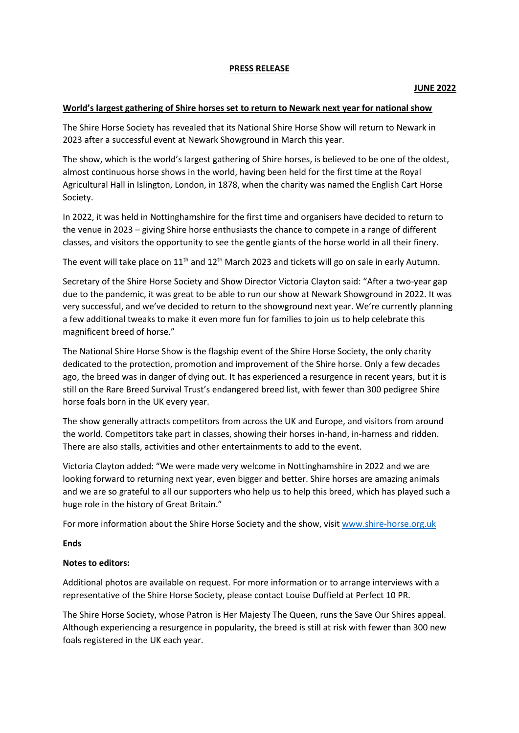**PRESS RELEASE**

**JUNE 2022**

**World's largest gathering of Shire horses set to return to Newark next year for national show**

The Shire Horse Society has revealed that its National Shire Horse Show will return to Newark in 2023 after a successful event at Newark Showground in March this year.

The show, which is the world's largest gathering of Shire horses, is believed to be one of the oldest, almost continuous horse shows in the world, having been held for the first time at the Royal Agricultural Hall in Islington, London, in 1878, when the charity was named the English Cart Horse Society.

In 2022, it was held in Nottinghamshire for the first time and organisers have decided to return to the venue in 2023 – giving Shire horse enthusiasts the chance to compete in a range of different classes, and visitors the opportunity to see the gentle giants of the horse world in all their finery.

The event will take place on 11th and 12th March 2023 and tickets will go on sale in early Autumn.

Secretary of the Shire Horse Society and Show Director Victoria Clayton said: "After a two-year gap due to the pandemic, it was great to be able to run our show at Newark Showground in 2022. It was very successful, and we've decided to return to the showground next year. We're currently planning a few additional tweaks to make it even more fun for families to join us to help celebrate this magnificent breed of horse."

The National Shire Horse Show is the flagship event of the Shire Horse Society, the only charity dedicated to the protection, promotion and improvement of the Shire horse. Only a few decades ago, the breed was in danger of dying out. It has experienced a resurgence in recent years, but it is still on the Rare Breed Survival Trust's endangered breed list, with fewer than 300 pedigree Shire horse foals born in the UK every year.

The show generally attracts competitors from across the UK and Europe, and visitors from around the world. Competitors take part in classes, showing their horses in-hand, in-harness and ridden. There are also stalls, activities and other entertainments to add to the event.

Victoria Clayton added: "We were made very welcome in Nottinghamshire in 2022 and we are looking forward to returning next year, even bigger and better. Shire horses are amazing animals and we are so grateful to all our supporters who help us to help this breed, which has played such a huge role in the history of Great Britain."

For more information about the Shire Horse Society and the show, visit [www.shire-horse.org.uk](http://www.shire-horse.org.uk)

**Ends**

**Notes to editors:**

Additional photos are available on request. For more information or to arrange interviews with a representative of the Shire Horse Society, please contact Louise Duffield at Perfect 10 PR.

The Shire Horse Society, whose Patron is Her Majesty The Queen, runs the Save Our Shires appeal. Although experiencing a resurgence in popularity, the breed is still at risk with fewer than 300 new foals registered in the UK each year.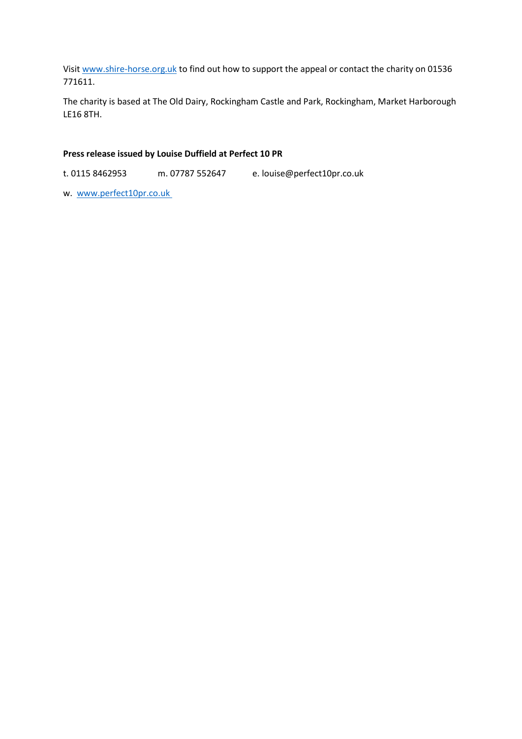Visit www.shire-horse.org.uk to find out how to support the appeal or contact the charity on 01536 771611.

The charity is based at The Old Dairy, Rockingham Castle and Park, Rockingham, Market Harborough LE16 8TH.

**Press release issued by Louise Duffield at Perfect 10 PR**

t. 0115 8462953    m. 07787 552647    e. louise@perfect10pr.co.uk

w. www.perfect10pr.co.uk